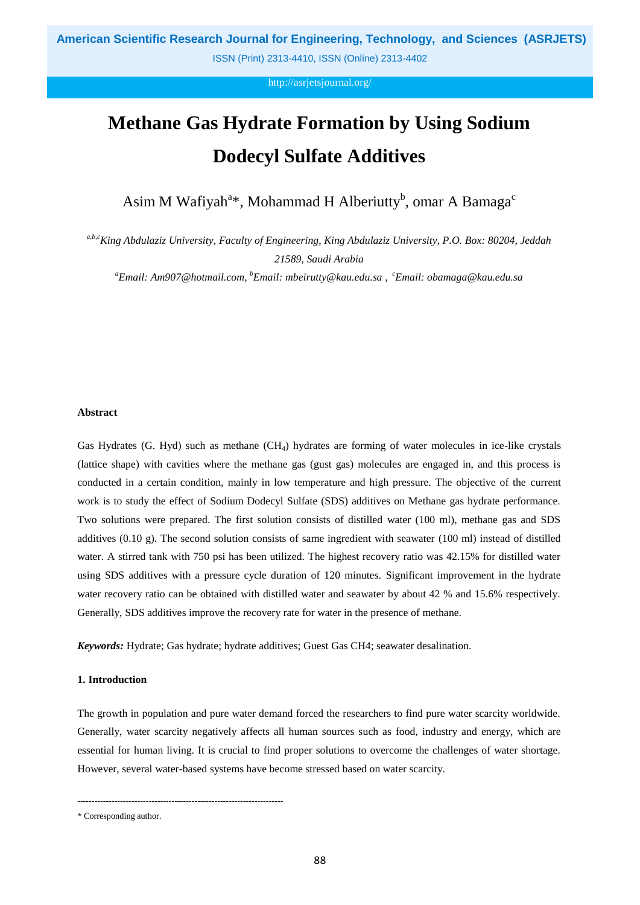# Methane Gas Hydrate Formation by Using Sodium Dodecyl Sulfate Additives

Asim M Wafiyah[a]*, Mohammad H Alberiutty[b], omar A Bamaga[c]

*[a,b,c]King Abdulaziz University, Faculty of Engineering, King Abdulaziz University, P.O. Box: 80204, Jeddah 21589, Saudi Arabia*

*[a]Email: Am907@hotmail.com, [b]Email: mbeirutty@kau.edu.sa , [c]Email: obamaga@kau.edu.sa*

## Abstract

Gas Hydrates (G. Hyd) such as methane ($CH_4$) hydrates are forming of water molecules in ice-like crystals (lattice shape) with cavities where the methane gas (gust gas) molecules are engaged in, and this process is conducted in a certain condition, mainly in low temperature and high pressure. The objective of the current work is to study the effect of Sodium Dodecyl Sulfate (SDS) additives on Methane gas hydrate performance. Two solutions were prepared. The first solution consists of distilled water (100 ml), methane gas and SDS additives (0.10 g). The second solution consists of same ingredient with seawater (100 ml) instead of distilled water. A stirred tank with 750 psi has been utilized. The highest recovery ratio was 42.15% for distilled water using SDS additives with a pressure cycle duration of 120 minutes. Significant improvement in the hydrate water recovery ratio can be obtained with distilled water and seawater by about 42 % and 15.6% respectively. Generally, SDS additives improve the recovery rate for water in the presence of methane.

***Keywords:*** Hydrate; Gas hydrate; hydrate additives; Guest Gas CH4; seawater desalination.

## 1. Introduction

The growth in population and pure water demand forced the researchers to find pure water scarcity worldwide. Generally, water scarcity negatively affects all human sources such as food, industry and energy, which are essential for human living. It is crucial to find proper solutions to overcome the challenges of water shortage. However, several water-based systems have become stressed based on water scarcity.

------------------------------------------------------------------------

\* Corresponding author.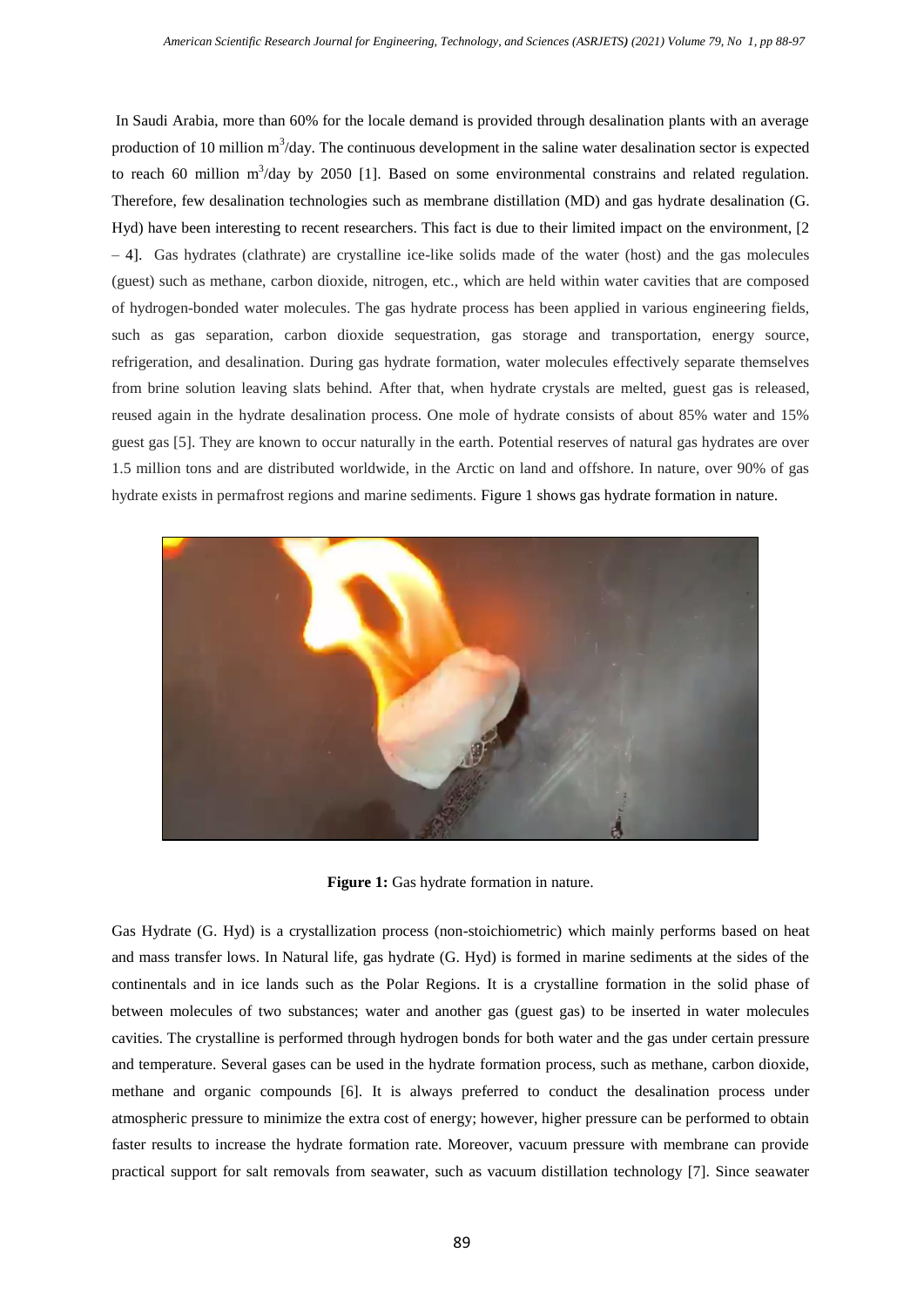In Saudi Arabia, more than 60% for the locale demand is provided through desalination plants with an average production of 10 million $m^3$/day. The continuous development in the saline water desalination sector is expected to reach 60 million $m^3$/day by 2050 [1]. Based on some environmental constrains and related regulation. Therefore, few desalination technologies such as membrane distillation (MD) and gas hydrate desalination (G. Hyd) have been interesting to recent researchers. This fact is due to their limited impact on the environment, [2 – 4]. Gas hydrates (clathrate) are crystalline ice-like solids made of the water (host) and the gas molecules (guest) such as methane, carbon dioxide, nitrogen, etc., which are held within water cavities that are composed of hydrogen-bonded water molecules. The gas hydrate process has been applied in various engineering fields, such as gas separation, carbon dioxide sequestration, gas storage and transportation, energy source, refrigeration, and desalination. During gas hydrate formation, water molecules effectively separate themselves from brine solution leaving slats behind. After that, when hydrate crystals are melted, guest gas is released, reused again in the hydrate desalination process. One mole of hydrate consists of about 85% water and 15% guest gas [5]. They are known to occur naturally in the earth. Potential reserves of natural gas hydrates are over 1.5 million tons and are distributed worldwide, in the Arctic on land and offshore. In nature, over 90% of gas hydrate exists in permafrost regions and marine sediments. Figure 1 shows gas hydrate formation in nature.

**Figure 1:** Gas hydrate formation in nature.

Gas Hydrate (G. Hyd) is a crystallization process (non-stoichiometric) which mainly performs based on heat and mass transfer lows. In Natural life, gas hydrate (G. Hyd) is formed in marine sediments at the sides of the continentals and in ice lands such as the Polar Regions. It is a crystalline formation in the solid phase of between molecules of two substances; water and another gas (guest gas) to be inserted in water molecules cavities. The crystalline is performed through hydrogen bonds for both water and the gas under certain pressure and temperature. Several gases can be used in the hydrate formation process, such as methane, carbon dioxide, methane and organic compounds [6]. It is always preferred to conduct the desalination process under atmospheric pressure to minimize the extra cost of energy; however, higher pressure can be performed to obtain faster results to increase the hydrate formation rate. Moreover, vacuum pressure with membrane can provide practical support for salt removals from seawater, such as vacuum distillation technology [7]. Since seawater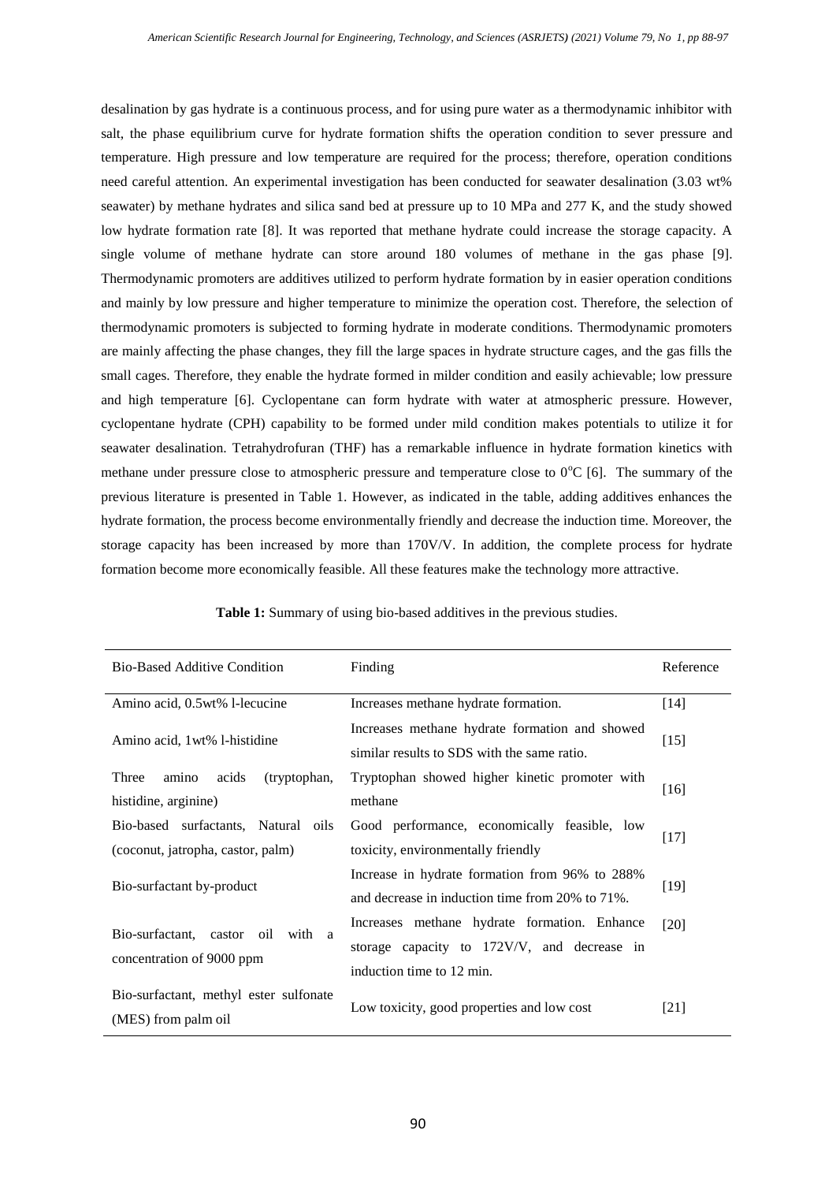desalination by gas hydrate is a continuous process, and for using pure water as a thermodynamic inhibitor with salt, the phase equilibrium curve for hydrate formation shifts the operation condition to sever pressure and temperature. High pressure and low temperature are required for the process; therefore, operation conditions need careful attention. An experimental investigation has been conducted for seawater desalination (3.03 wt% seawater) by methane hydrates and silica sand bed at pressure up to 10 MPa and 277 K, and the study showed low hydrate formation rate [8]. It was reported that methane hydrate could increase the storage capacity. A single volume of methane hydrate can store around 180 volumes of methane in the gas phase [9]. Thermodynamic promoters are additives utilized to perform hydrate formation by in easier operation conditions and mainly by low pressure and higher temperature to minimize the operation cost. Therefore, the selection of thermodynamic promoters is subjected to forming hydrate in moderate conditions. Thermodynamic promoters are mainly affecting the phase changes, they fill the large spaces in hydrate structure cages, and the gas fills the small cages. Therefore, they enable the hydrate formed in milder condition and easily achievable; low pressure and high temperature [6]. Cyclopentane can form hydrate with water at atmospheric pressure. However, cyclopentane hydrate (CPH) capability to be formed under mild condition makes potentials to utilize it for seawater desalination. Tetrahydrofuran (THF) has a remarkable influence in hydrate formation kinetics with methane under pressure close to atmospheric pressure and temperature close to $0^{o}C$ [6]. The summary of the previous literature is presented in Table 1. However, as indicated in the table, adding additives enhances the hydrate formation, the process become environmentally friendly and decrease the induction time. Moreover, the storage capacity has been increased by more than 170V/V. In addition, the complete process for hydrate formation become more economically feasible. All these features make the technology more attractive.

**Table 1:** Summary of using bio-based additives in the previous studies.

| Bio-Based Additive Condition | Finding | Reference |
|---|---|---|
| Amino acid, 0.5wt% l-lecucine | Increases methane hydrate formation. | [14] |
| Amino acid, 1wt% l-histidine | Increases methane hydrate formation and showed similar results to SDS with the same ratio. | [15] |
| Three amino acids (tryptophan, histidine, arginine) | Tryptophan showed higher kinetic promoter with methane | [16] |
| Bio-based surfactants, Natural oils (coconut, jatropha, castor, palm) | Good performance, economically feasible, low toxicity, environmentally friendly | [17] |
| Bio-surfactant by-product | Increase in hydrate formation from 96% to 288% and decrease in induction time from 20% to 71%. | [19] |
| Bio-surfactant, castor oil with a concentration of 9000 ppm | Increases methane hydrate formation. Enhance storage capacity to 172V/V, and decrease in induction time to 12 min. | [20] |
| Bio-surfactant, methyl ester sulfonate (MES) from palm oil | Low toxicity, good properties and low cost | [21] |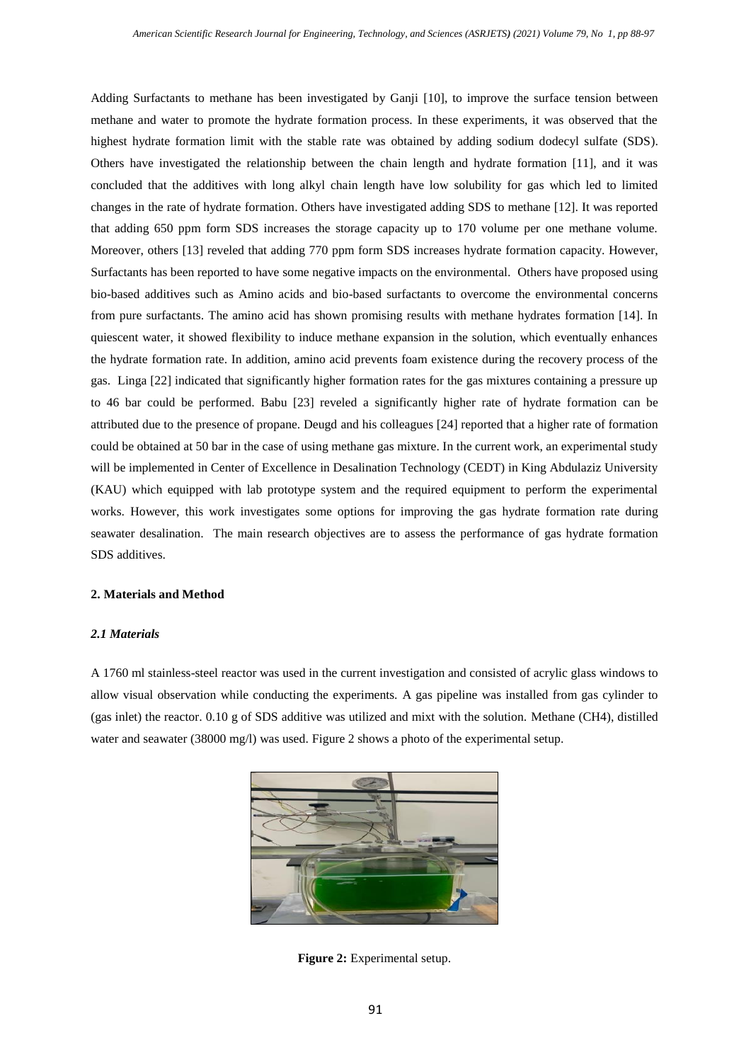Adding Surfactants to methane has been investigated by Ganji [10], to improve the surface tension between methane and water to promote the hydrate formation process. In these experiments, it was observed that the highest hydrate formation limit with the stable rate was obtained by adding sodium dodecyl sulfate (SDS). Others have investigated the relationship between the chain length and hydrate formation [11], and it was concluded that the additives with long alkyl chain length have low solubility for gas which led to limited changes in the rate of hydrate formation. Others have investigated adding SDS to methane [12]. It was reported that adding 650 ppm form SDS increases the storage capacity up to 170 volume per one methane volume. Moreover, others [13] reveled that adding 770 ppm form SDS increases hydrate formation capacity. However, Surfactants has been reported to have some negative impacts on the environmental. Others have proposed using bio-based additives such as Amino acids and bio-based surfactants to overcome the environmental concerns from pure surfactants. The amino acid has shown promising results with methane hydrates formation [14]. In quiescent water, it showed flexibility to induce methane expansion in the solution, which eventually enhances the hydrate formation rate. In addition, amino acid prevents foam existence during the recovery process of the gas. Linga [22] indicated that significantly higher formation rates for the gas mixtures containing a pressure up to 46 bar could be performed. Babu [23] reveled a significantly higher rate of hydrate formation can be attributed due to the presence of propane. Deugd and his colleagues [24] reported that a higher rate of formation could be obtained at 50 bar in the case of using methane gas mixture. In the current work, an experimental study will be implemented in Center of Excellence in Desalination Technology (CEDT) in King Abdulaziz University (KAU) which equipped with lab prototype system and the required equipment to perform the experimental works. However, this work investigates some options for improving the gas hydrate formation rate during seawater desalination. The main research objectives are to assess the performance of gas hydrate formation SDS additives.

## 2. Materials and Method

### *2.1 Materials*

A 1760 ml stainless-steel reactor was used in the current investigation and consisted of acrylic glass windows to allow visual observation while conducting the experiments. A gas pipeline was installed from gas cylinder to (gas inlet) the reactor. 0.10 g of SDS additive was utilized and mixt with the solution. Methane ($CH_4$), distilled water and seawater (38000 mg/l) was used. Figure 2 shows a photo of the experimental setup.

**Figure 2:** Experimental setup.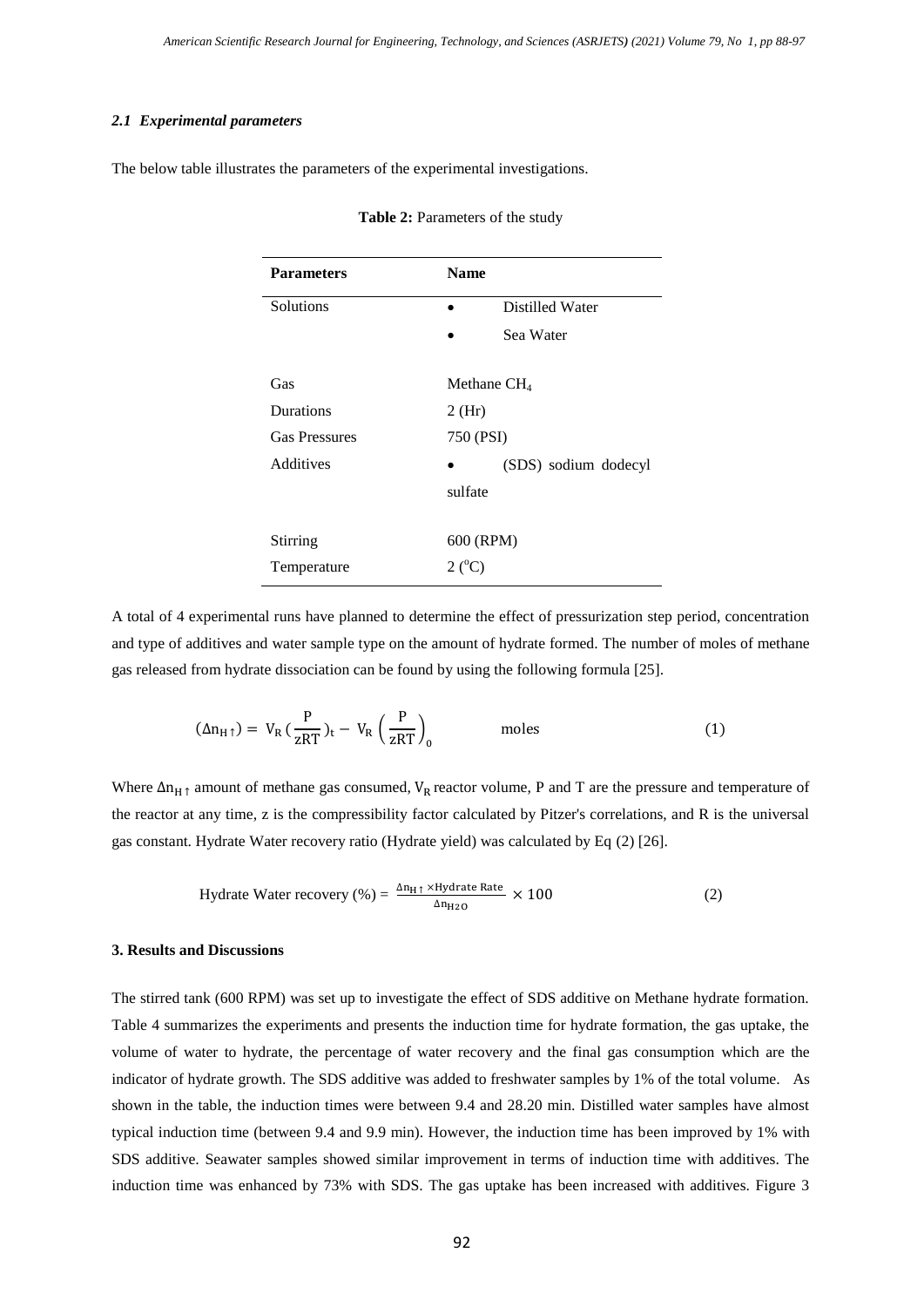### *2.1 Experimental parameters*

The below table illustrates the parameters of the experimental investigations.

**Table 2:** Parameters of the study

| **Parameters** | **Name** |
|---|---|
| Solutions | • Distilled Water<br>• Sea Water |
| Gas | Methane $CH_4$ |
| Durations | 2 (Hr) |
| Gas Pressures | 750 (PSI) |
| Additives | • (SDS) sodium dodecyl sulfate |
| Stirring | 600 (RPM) |
| Temperature | 2 ($^{o}$C) |

A total of 4 experimental runs have planned to determine the effect of pressurization step period, concentration and type of additives and water sample type on the amount of hydrate formed. The number of moles of methane gas released from hydrate dissociation can be found by using the following formula [25].

$$(\Delta n_{H\uparrow}) = V_R \left(\frac{P}{zRT}\right)_t - V_R \left(\frac{P}{zRT}\right)_0 \qquad \text{moles} \qquad (1)$$

Where $\Delta n_{H\uparrow}$ amount of methane gas consumed, $V_R$ reactor volume, P and T are the pressure and temperature of the reactor at any time, z is the compressibility factor calculated by Pitzer's correlations, and R is the universal gas constant. Hydrate Water recovery ratio (Hydrate yield) was calculated by Eq (2) [26].

$$\text{Hydrate Water recovery (\%)} = \frac{\Delta n_{H\uparrow} \times \text{Hydrate Rate}}{\Delta n_{H2O}} \times 100 \qquad (2)$$

## 3. Results and Discussions

The stirred tank (600 RPM) was set up to investigate the effect of SDS additive on Methane hydrate formation. Table 4 summarizes the experiments and presents the induction time for hydrate formation, the gas uptake, the volume of water to hydrate, the percentage of water recovery and the final gas consumption which are the indicator of hydrate growth. The SDS additive was added to freshwater samples by 1% of the total volume. As shown in the table, the induction times were between 9.4 and 28.20 min. Distilled water samples have almost typical induction time (between 9.4 and 9.9 min). However, the induction time has been improved by 1% with SDS additive. Seawater samples showed similar improvement in terms of induction time with additives. The induction time was enhanced by 73% with SDS. The gas uptake has been increased with additives. Figure 3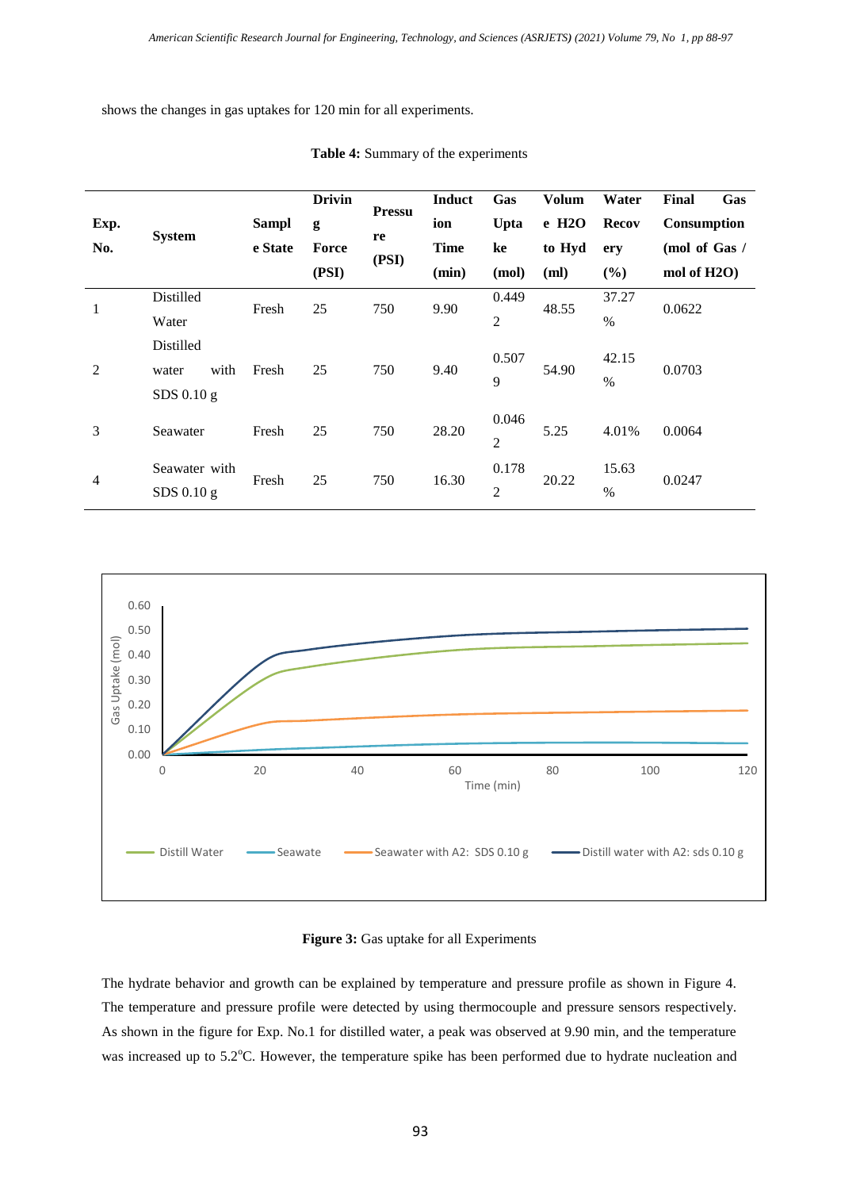shows the changes in gas uptakes for 120 min for all experiments.

**Table 4:** Summary of the experiments

| Exp. No. | System | Sample State | Driving Force (PSI) | Pressure (PSI) | Induction Time (min) | Gas Uptake (mol) | Volume $H_2O$ to Hyd (ml) | Water Recovery (%) | Final Gas Consumption (mol of Gas / mol of $H_2O$) |
|---|---|---|---|---|---|---|---|---|---|
| 1 | Distilled Water | Fresh | 25 | 750 | 9.90 | 0.4492 | 48.55 | 37.27 % | 0.0622 |
| 2 | Distilled water with SDS 0.10 g | Fresh | 25 | 750 | 9.40 | 0.5079 | 54.90 | 42.15 % | 0.0703 |
| 3 | Seawater | Fresh | 25 | 750 | 28.20 | 0.0462 | 5.25 | 4.01% | 0.0064 |
| 4 | Seawater with SDS 0.10 g | Fresh | 25 | 750 | 16.30 | 0.1782 | 20.22 | 15.63 % | 0.0247 |

**Figure 3:** Gas uptake for all Experiments

The hydrate behavior and growth can be explained by temperature and pressure profile as shown in Figure 4. The temperature and pressure profile were detected by using thermocouple and pressure sensors respectively. As shown in the figure for Exp. No.1 for distilled water, a peak was observed at 9.90 min, and the temperature was increased up to 5.2°C. However, the temperature spike has been performed due to hydrate nucleation and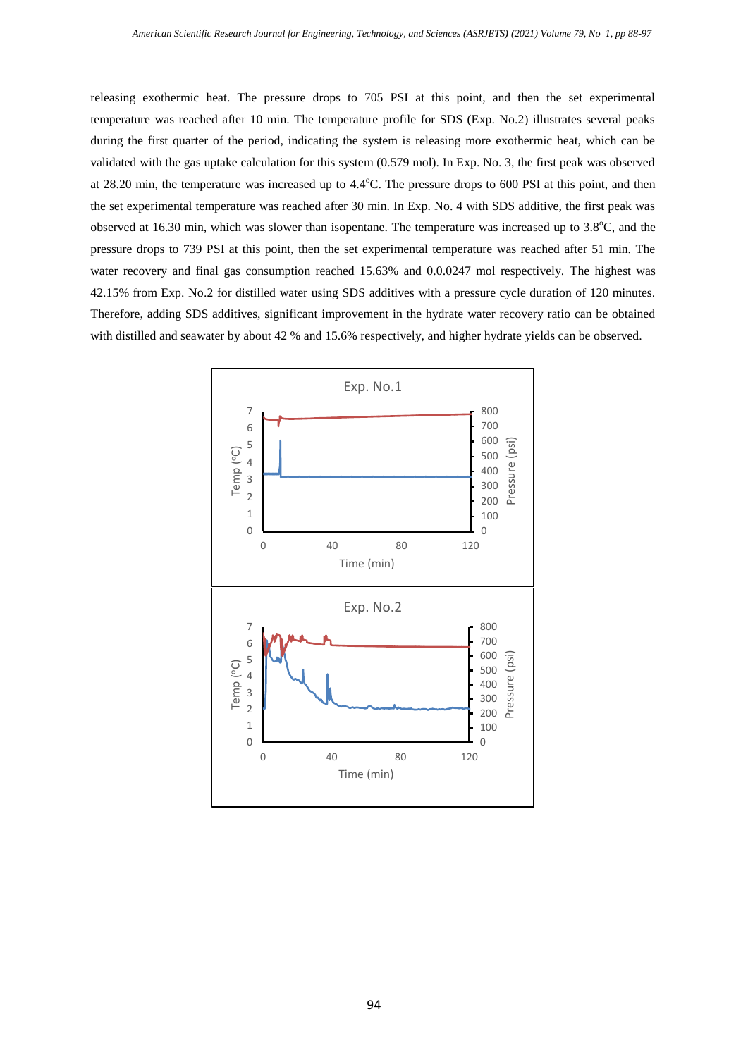releasing exothermic heat. The pressure drops to 705 PSI at this point, and then the set experimental temperature was reached after 10 min. The temperature profile for SDS (Exp. No.2) illustrates several peaks during the first quarter of the period, indicating the system is releasing more exothermic heat, which can be validated with the gas uptake calculation for this system (0.579 mol). In Exp. No. 3, the first peak was observed at 28.20 min, the temperature was increased up to 4.4°C. The pressure drops to 600 PSI at this point, and then the set experimental temperature was reached after 30 min. In Exp. No. 4 with SDS additive, the first peak was observed at 16.30 min, which was slower than isopentane. The temperature was increased up to 3.8°C, and the pressure drops to 739 PSI at this point, then the set experimental temperature was reached after 51 min. The water recovery and final gas consumption reached 15.63% and 0.0.0247 mol respectively. The highest was 42.15% from Exp. No.2 for distilled water using SDS additives with a pressure cycle duration of 120 minutes. Therefore, adding SDS additives, significant improvement in the hydrate water recovery ratio can be obtained with distilled and seawater by about 42 % and 15.6% respectively, and higher hydrate yields can be observed.

Exp. No.1

Exp. No.2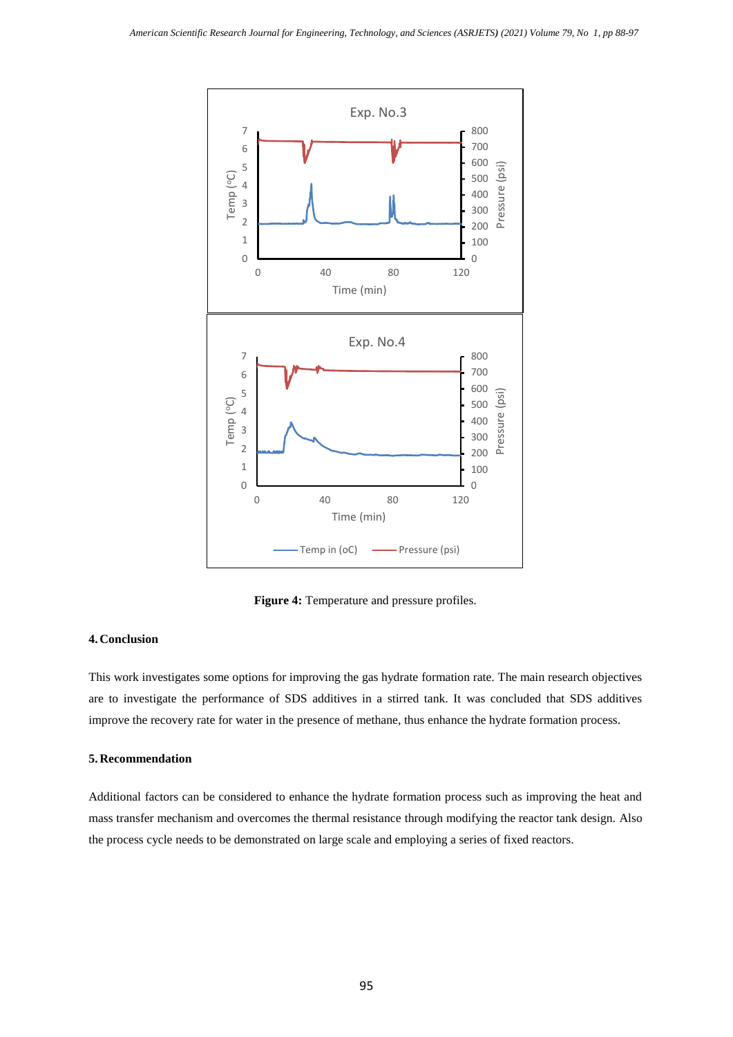**Figure 4:** Temperature and pressure profiles.

## 4. Conclusion

This work investigates some options for improving the gas hydrate formation rate. The main research objectives are to investigate the performance of SDS additives in a stirred tank. It was concluded that SDS additives improve the recovery rate for water in the presence of methane, thus enhance the hydrate formation process.

## 5. Recommendation

Additional factors can be considered to enhance the hydrate formation process such as improving the heat and mass transfer mechanism and overcomes the thermal resistance through modifying the reactor tank design. Also the process cycle needs to be demonstrated on large scale and employing a series of fixed reactors.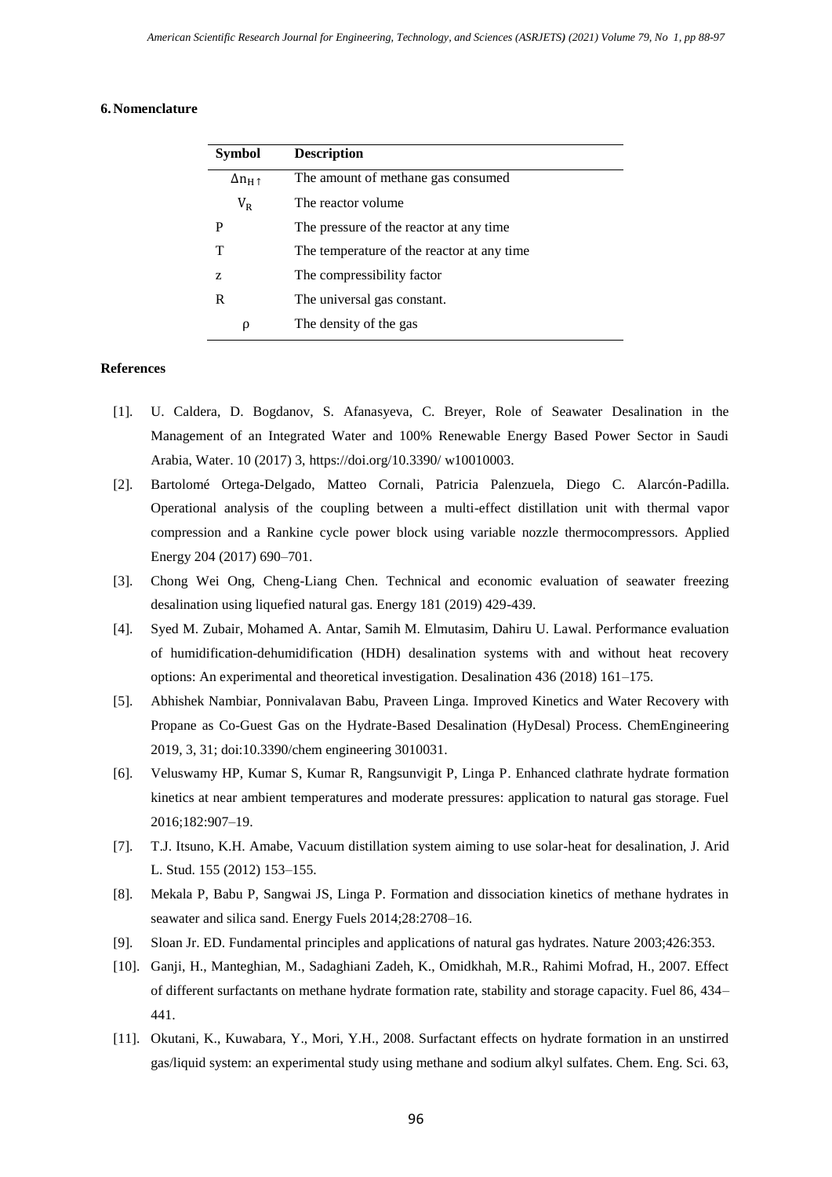## 6. Nomenclature

| Symbol | Description |
|---|---|
| $\Delta n_{H\uparrow}$ | The amount of methane gas consumed |
| $V_R$ | The reactor volume |
| P | The pressure of the reactor at any time |
| T | The temperature of the reactor at any time |
| z | The compressibility factor |
| R | The universal gas constant. |
| ρ | The density of the gas |

## References

[1]. U. Caldera, D. Bogdanov, S. Afanasyeva, C. Breyer, Role of Seawater Desalination in the Management of an Integrated Water and 100% Renewable Energy Based Power Sector in Saudi Arabia, Water. 10 (2017) 3, https://doi.org/10.3390/ w10010003.

[2]. Bartolomé Ortega-Delgado, Matteo Cornali, Patricia Palenzuela, Diego C. Alarcón-Padilla. Operational analysis of the coupling between a multi-effect distillation unit with thermal vapor compression and a Rankine cycle power block using variable nozzle thermocompressors. Applied Energy 204 (2017) 690–701.

[3]. Chong Wei Ong, Cheng-Liang Chen. Technical and economic evaluation of seawater freezing desalination using liquefied natural gas. Energy 181 (2019) 429-439.

[4]. Syed M. Zubair, Mohamed A. Antar, Samih M. Elmutasim, Dahiru U. Lawal. Performance evaluation of humidification-dehumidification (HDH) desalination systems with and without heat recovery options: An experimental and theoretical investigation. Desalination 436 (2018) 161–175.

[5]. Abhishek Nambiar, Ponnivalavan Babu, Praveen Linga. Improved Kinetics and Water Recovery with Propane as Co-Guest Gas on the Hydrate-Based Desalination (HyDesal) Process. ChemEngineering 2019, 3, 31; doi:10.3390/chem engineering 3010031.

[6]. Veluswamy HP, Kumar S, Kumar R, Rangsunvigit P, Linga P. Enhanced clathrate hydrate formation kinetics at near ambient temperatures and moderate pressures: application to natural gas storage. Fuel 2016;182:907–19.

[7]. T.J. Itsuno, K.H. Amabe, Vacuum distillation system aiming to use solar-heat for desalination, J. Arid L. Stud. 155 (2012) 153–155.

[8]. Mekala P, Babu P, Sangwai JS, Linga P. Formation and dissociation kinetics of methane hydrates in seawater and silica sand. Energy Fuels 2014;28:2708–16.

[9]. Sloan Jr. ED. Fundamental principles and applications of natural gas hydrates. Nature 2003;426:353.

[10]. Ganji, H., Manteghian, M., Sadaghiani Zadeh, K., Omidkhah, M.R., Rahimi Mofrad, H., 2007. Effect of different surfactants on methane hydrate formation rate, stability and storage capacity. Fuel 86, 434–441.

[11]. Okutani, K., Kuwabara, Y., Mori, Y.H., 2008. Surfactant effects on hydrate formation in an unstirred gas/liquid system: an experimental study using methane and sodium alkyl sulfates. Chem. Eng. Sci. 63,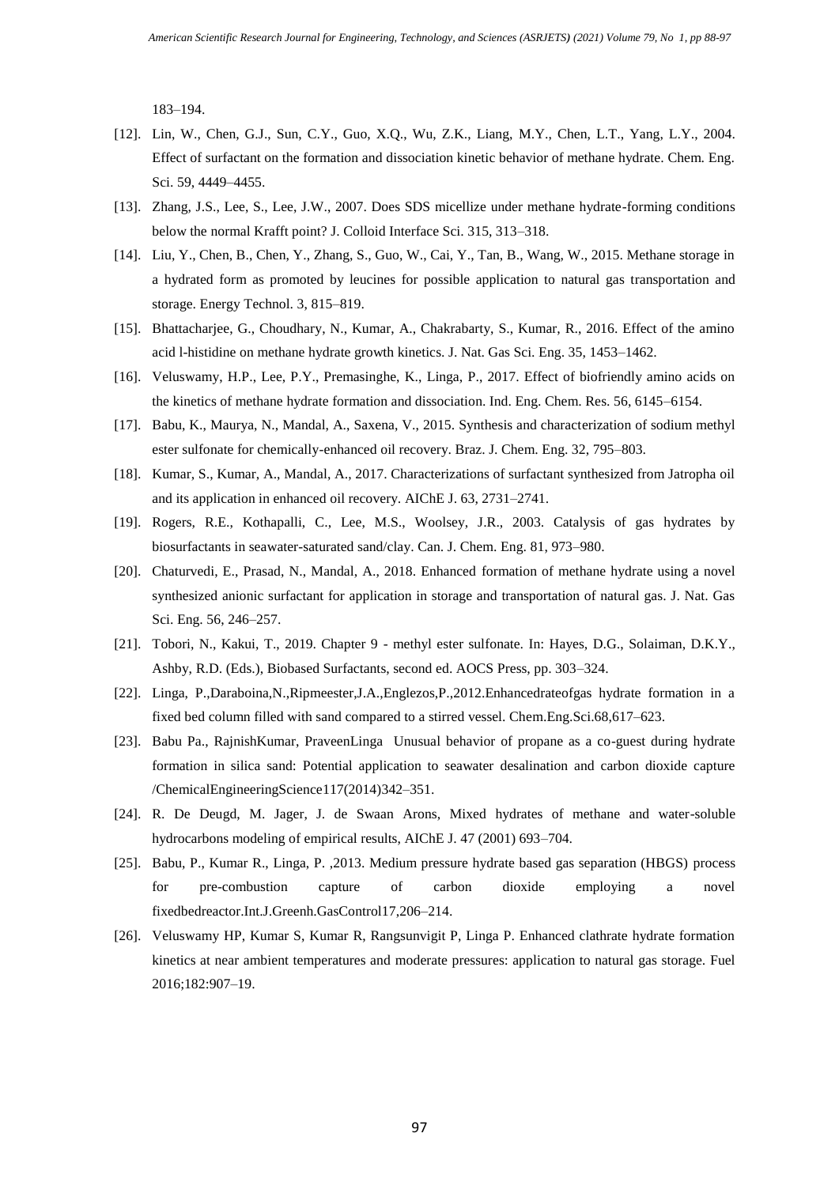183–194.

[12]. Lin, W., Chen, G.J., Sun, C.Y., Guo, X.Q., Wu, Z.K., Liang, M.Y., Chen, L.T., Yang, L.Y., 2004. Effect of surfactant on the formation and dissociation kinetic behavior of methane hydrate. Chem. Eng. Sci. 59, 4449–4455.

[13]. Zhang, J.S., Lee, S., Lee, J.W., 2007. Does SDS micellize under methane hydrate-forming conditions below the normal Krafft point? J. Colloid Interface Sci. 315, 313–318.

[14]. Liu, Y., Chen, B., Chen, Y., Zhang, S., Guo, W., Cai, Y., Tan, B., Wang, W., 2015. Methane storage in a hydrated form as promoted by leucines for possible application to natural gas transportation and storage. Energy Technol. 3, 815–819.

[15]. Bhattacharjee, G., Choudhary, N., Kumar, A., Chakrabarty, S., Kumar, R., 2016. Effect of the amino acid l-histidine on methane hydrate growth kinetics. J. Nat. Gas Sci. Eng. 35, 1453–1462.

[16]. Veluswamy, H.P., Lee, P.Y., Premasinghe, K., Linga, P., 2017. Effect of biofriendly amino acids on the kinetics of methane hydrate formation and dissociation. Ind. Eng. Chem. Res. 56, 6145–6154.

[17]. Babu, K., Maurya, N., Mandal, A., Saxena, V., 2015. Synthesis and characterization of sodium methyl ester sulfonate for chemically-enhanced oil recovery. Braz. J. Chem. Eng. 32, 795–803.

[18]. Kumar, S., Kumar, A., Mandal, A., 2017. Characterizations of surfactant synthesized from Jatropha oil and its application in enhanced oil recovery. AIChE J. 63, 2731–2741.

[19]. Rogers, R.E., Kothapalli, C., Lee, M.S., Woolsey, J.R., 2003. Catalysis of gas hydrates by biosurfactants in seawater-saturated sand/clay. Can. J. Chem. Eng. 81, 973–980.

[20]. Chaturvedi, E., Prasad, N., Mandal, A., 2018. Enhanced formation of methane hydrate using a novel synthesized anionic surfactant for application in storage and transportation of natural gas. J. Nat. Gas Sci. Eng. 56, 246–257.

[21]. Tobori, N., Kakui, T., 2019. Chapter 9 - methyl ester sulfonate. In: Hayes, D.G., Solaiman, D.K.Y., Ashby, R.D. (Eds.), Biobased Surfactants, second ed. AOCS Press, pp. 303–324.

[22]. Linga, P.,Daraboina,N.,Ripmeester,J.A.,Englezos,P.,2012.Enhancedrateofgas hydrate formation in a fixed bed column filled with sand compared to a stirred vessel. Chem.Eng.Sci.68,617–623.

[23]. Babu Pa., RajnishKumar, PraveenLinga Unusual behavior of propane as a co-guest during hydrate formation in silica sand: Potential application to seawater desalination and carbon dioxide capture /ChemicalEngineeringScience117(2014)342–351.

[24]. R. De Deugd, M. Jager, J. de Swaan Arons, Mixed hydrates of methane and water-soluble hydrocarbons modeling of empirical results, AIChE J. 47 (2001) 693–704.

[25]. Babu, P., Kumar R., Linga, P. ,2013. Medium pressure hydrate based gas separation (HBGS) process for pre-combustion capture of carbon dioxide employing a novel fixedbedreactor.Int.J.Greenh.GasControl17,206–214.

[26]. Veluswamy HP, Kumar S, Kumar R, Rangsunvigit P, Linga P. Enhanced clathrate hydrate formation kinetics at near ambient temperatures and moderate pressures: application to natural gas storage. Fuel 2016;182:907–19.